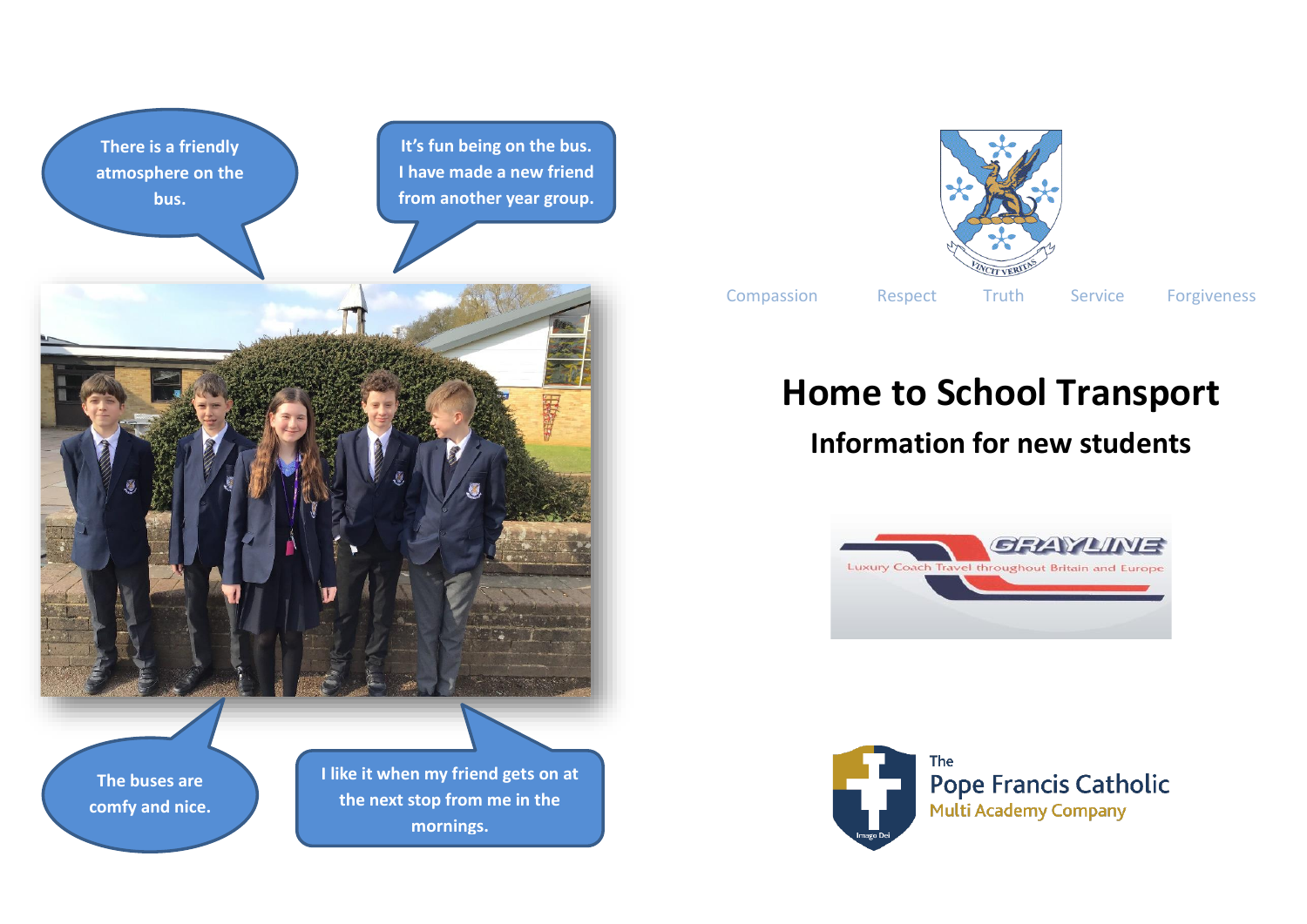There is a friendly atmosphere on the bus.

It's fun being on the bus. I have made a new friend from another year group.

The buses are comfy and nice.

I like it when my friend gets on at the next stop from me in the mornings.

VINCIT VERITAS

Compassion Respect Truth Service Forgiveness

# Home to School Transport

## Information for new students

GRAYLINE

Luxury Coach Travel throughout Britain and Europe

Imago Dei

The Pope Francis Catholic Multi Academy Company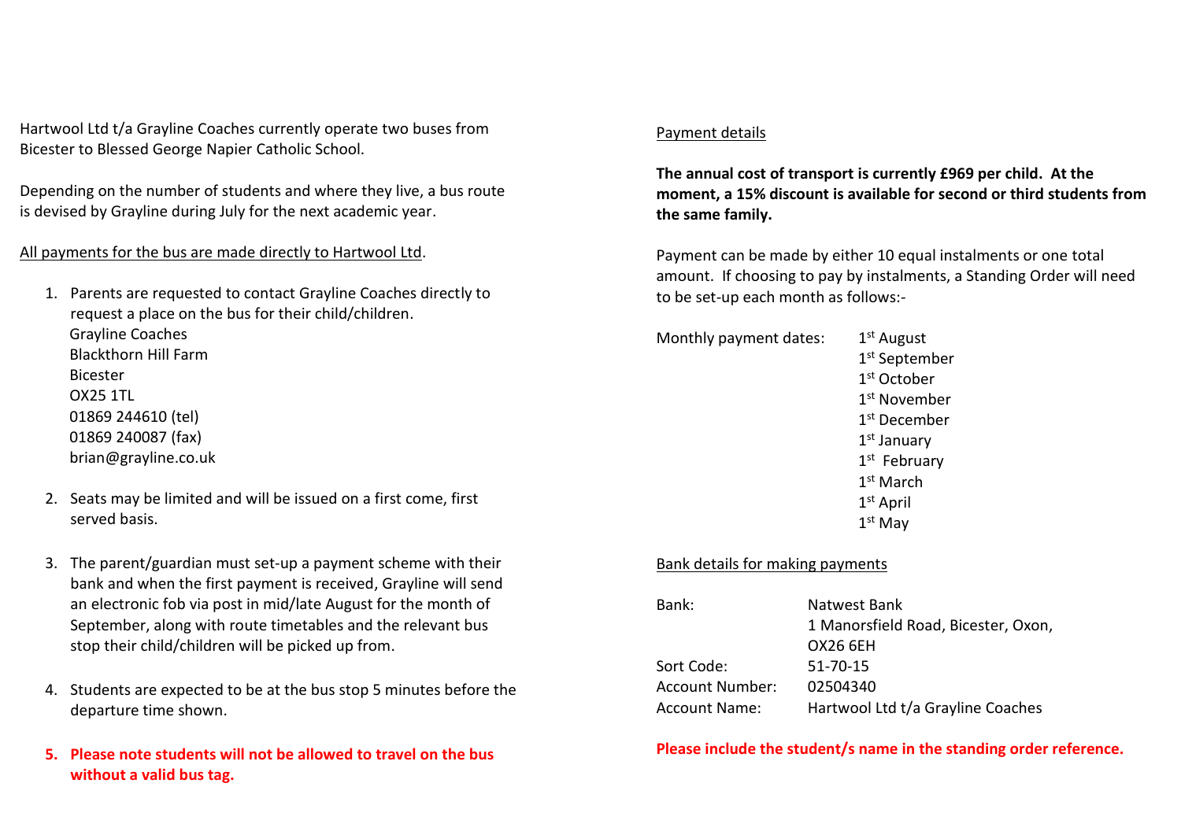Hartwool Ltd t/a Grayline Coaches currently operate two buses from Bicester to Blessed George Napier Catholic School.

Depending on the number of students and where they live, a bus route is devised by Grayline during July for the next academic year.

<u>All payments for the bus are made directly to Hartwool Ltd</u>.

1. Parents are requested to contact Grayline Coaches directly to request a place on the bus for their child/children.
   Grayline Coaches
   Blackthorn Hill Farm
   Bicester
   OX25 1TL
   01869 244610 (tel)
   01869 240087 (fax)
   brian@grayline.co.uk

2. Seats may be limited and will be issued on a first come, first served basis.

3. The parent/guardian must set-up a payment scheme with their bank and when the first payment is received, Grayline will send an electronic fob via post in mid/late August for the month of September, along with route timetables and the relevant bus stop their child/children will be picked up from.

4. Students are expected to be at the bus stop 5 minutes before the departure time shown.

5. **Please note students will not be allowed to travel on the bus without a valid bus tag.**

<u>Payment details</u>

**The annual cost of transport is currently £969 per child. At the moment, a 15% discount is available for second or third students from the same family.**

Payment can be made by either 10 equal instalments or one total amount. If choosing to pay by instalments, a Standing Order will need to be set-up each month as follows:-

Monthly payment dates:
- 1st August
- 1st September
- 1st October
- 1st November
- 1st December
- 1st January
- 1st February
- 1st March
- 1st April
- 1st May

<u>Bank details for making payments</u>

| | |
|---|---|
| Bank: | Natwest Bank<br>1 Manorsfield Road, Bicester, Oxon,<br>OX26 6EH |
| Sort Code: | 51-70-15 |
| Account Number: | 02504340 |
| Account Name: | Hartwool Ltd t/a Grayline Coaches |

**Please include the student/s name in the standing order reference.**